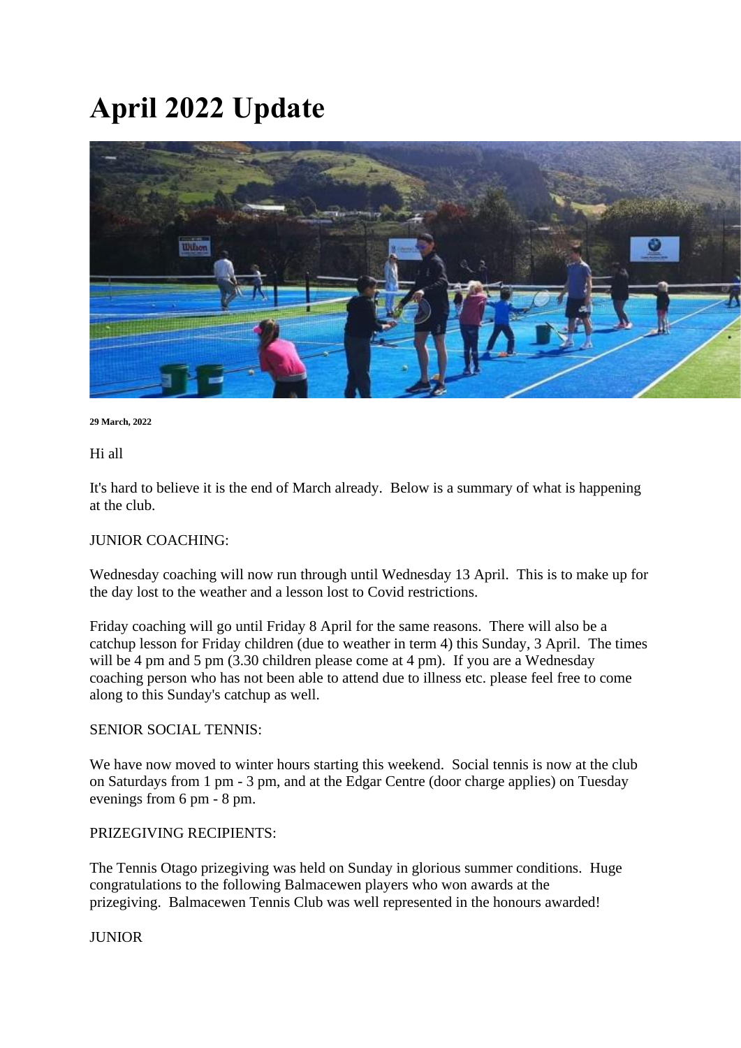# April 2022 Update

**29 March, 2022**

Hi all

It's hard to believe it is the end of March already. Below is a summary of what is happening at the club.

JUNIOR COACHING:

Wednesday coaching will now run through until Wednesday 13 April. This is to make up for the day lost to the weather and a lesson lost to Covid restrictions.

Friday coaching will go until Friday 8 April for the same reasons. There will also be a catchup lesson for Friday children (due to weather in term 4) this Sunday, 3 April. The times will be 4 pm and 5 pm (3.30 children please come at 4 pm). If you are a Wednesday coaching person who has not been able to attend due to illness etc. please feel free to come along to this Sunday's catchup as well.

SENIOR SOCIAL TENNIS:

We have now moved to winter hours starting this weekend. Social tennis is now at the club on Saturdays from 1 pm - 3 pm, and at the Edgar Centre (door charge applies) on Tuesday evenings from 6 pm - 8 pm.

PRIZEGIVING RECIPIENTS:

The Tennis Otago prizegiving was held on Sunday in glorious summer conditions. Huge congratulations to the following Balmacewen players who won awards at the prizegiving. Balmacewen Tennis Club was well represented in the honours awarded!

JUNIOR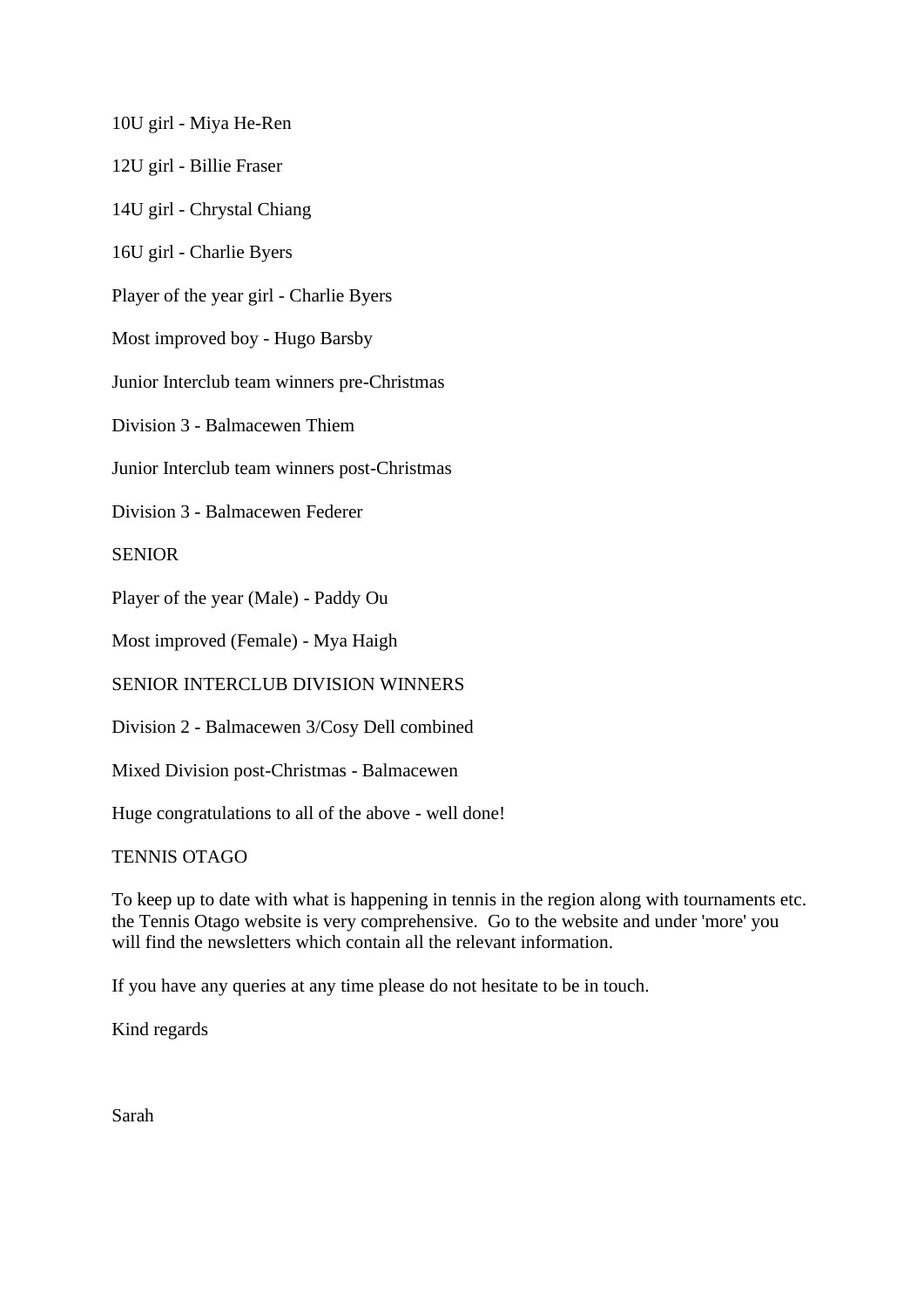10U girl - Miya He-Ren

12U girl - Billie Fraser

14U girl - Chrystal Chiang

16U girl - Charlie Byers

Player of the year girl - Charlie Byers

Most improved boy - Hugo Barsby

Junior Interclub team winners pre-Christmas

Division 3 - Balmacewen Thiem

Junior Interclub team winners post-Christmas

Division 3 - Balmacewen Federer

SENIOR

Player of the year (Male) - Paddy Ou

Most improved (Female) - Mya Haigh

SENIOR INTERCLUB DIVISION WINNERS

Division 2 - Balmacewen 3/Cosy Dell combined

Mixed Division post-Christmas - Balmacewen

Huge congratulations to all of the above - well done!

TENNIS OTAGO

To keep up to date with what is happening in tennis in the region along with tournaments etc. the Tennis Otago website is very comprehensive. Go to the website and under 'more' you will find the newsletters which contain all the relevant information.

If you have any queries at any time please do not hesitate to be in touch.

Kind regards

Sarah